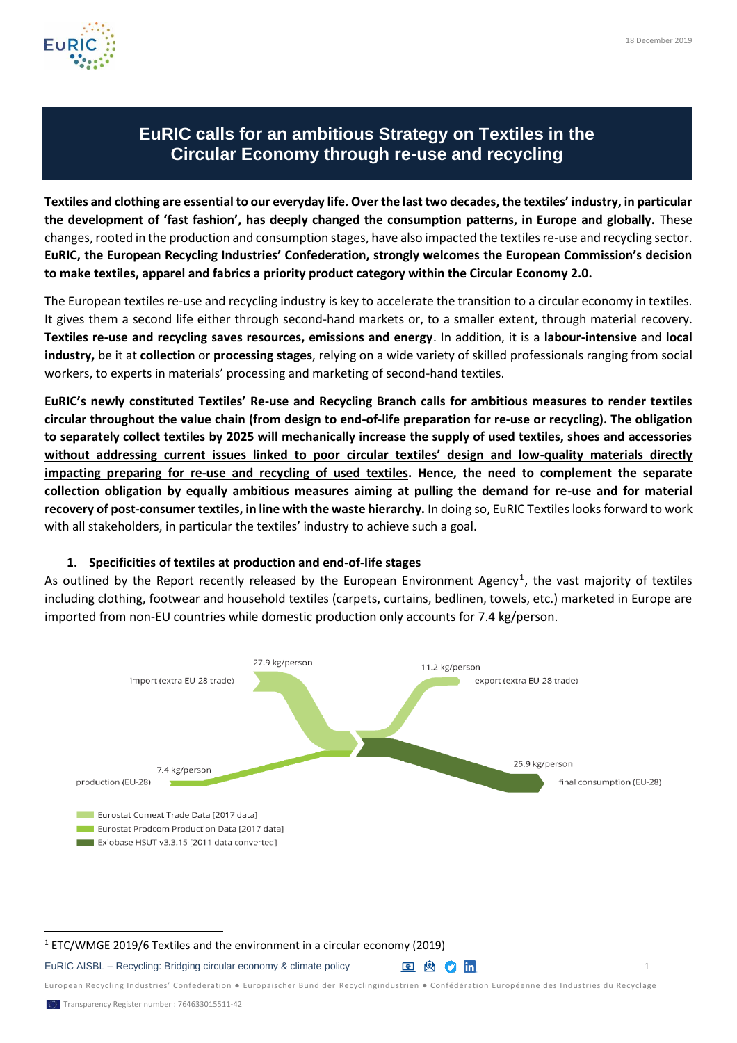18 December 2019

# EuRIC calls for an ambitious Strategy on Textiles in the Circular Economy through re-use and recycling

**Textiles and clothing are essential to our everyday life. Over the last two decades, the textiles' industry, in particular the development of 'fast fashion', has deeply changed the consumption patterns, in Europe and globally.** These changes, rooted in the production and consumption stages, have also impacted the textiles re-use and recycling sector. **EuRIC, the European Recycling Industries' Confederation, strongly welcomes the European Commission's decision to make textiles, apparel and fabrics a priority product category within the Circular Economy 2.0.**

The European textiles re-use and recycling industry is key to accelerate the transition to a circular economy in textiles. It gives them a second life either through second-hand markets or, to a smaller extent, through material recovery. **Textiles re-use and recycling saves resources, emissions and energy**. In addition, it is a **labour-intensive** and **local industry,** be it at **collection** or **processing stages**, relying on a wide variety of skilled professionals ranging from social workers, to experts in materials' processing and marketing of second-hand textiles.

**EuRIC's newly constituted Textiles' Re-use and Recycling Branch calls for ambitious measures to render textiles circular throughout the value chain (from design to end-of-life preparation for re-use or recycling). The obligation to separately collect textiles by 2025 will mechanically increase the supply of used textiles, shoes and accessories <u>without addressing current issues linked to poor circular textiles' design and low-quality materials directly impacting preparing for re-use and recycling of used textiles</u>. Hence, the need to complement the separate collection obligation by equally ambitious measures aiming at pulling the demand for re-use and for material recovery of post-consumer textiles, in line with the waste hierarchy.** In doing so, EuRIC Textiles looks forward to work with all stakeholders, in particular the textiles' industry to achieve such a goal.

## 1. Specificities of textiles at production and end-of-life stages

As outlined by the Report recently released by the European Environment Agency[1], the vast majority of textiles including clothing, footwear and household textiles (carpets, curtains, bedlinen, towels, etc.) marketed in Europe are imported from non-EU countries while domestic production only accounts for 7.4 kg/person.

import (extra EU-28 trade): 27.9 kg/person
export (extra EU-28 trade): 11.2 kg/person
production (EU-28): 7.4 kg/person
final consumption (EU-28): 25.9 kg/person

- Eurostat Comext Trade Data [2017 data]
- Eurostat Prodcom Production Data [2017 data]
- Exiobase HSUT v3.3.15 [2011 data converted]

[1] ETC/WMGE 2019/6 Textiles and the environment in a circular economy (2019)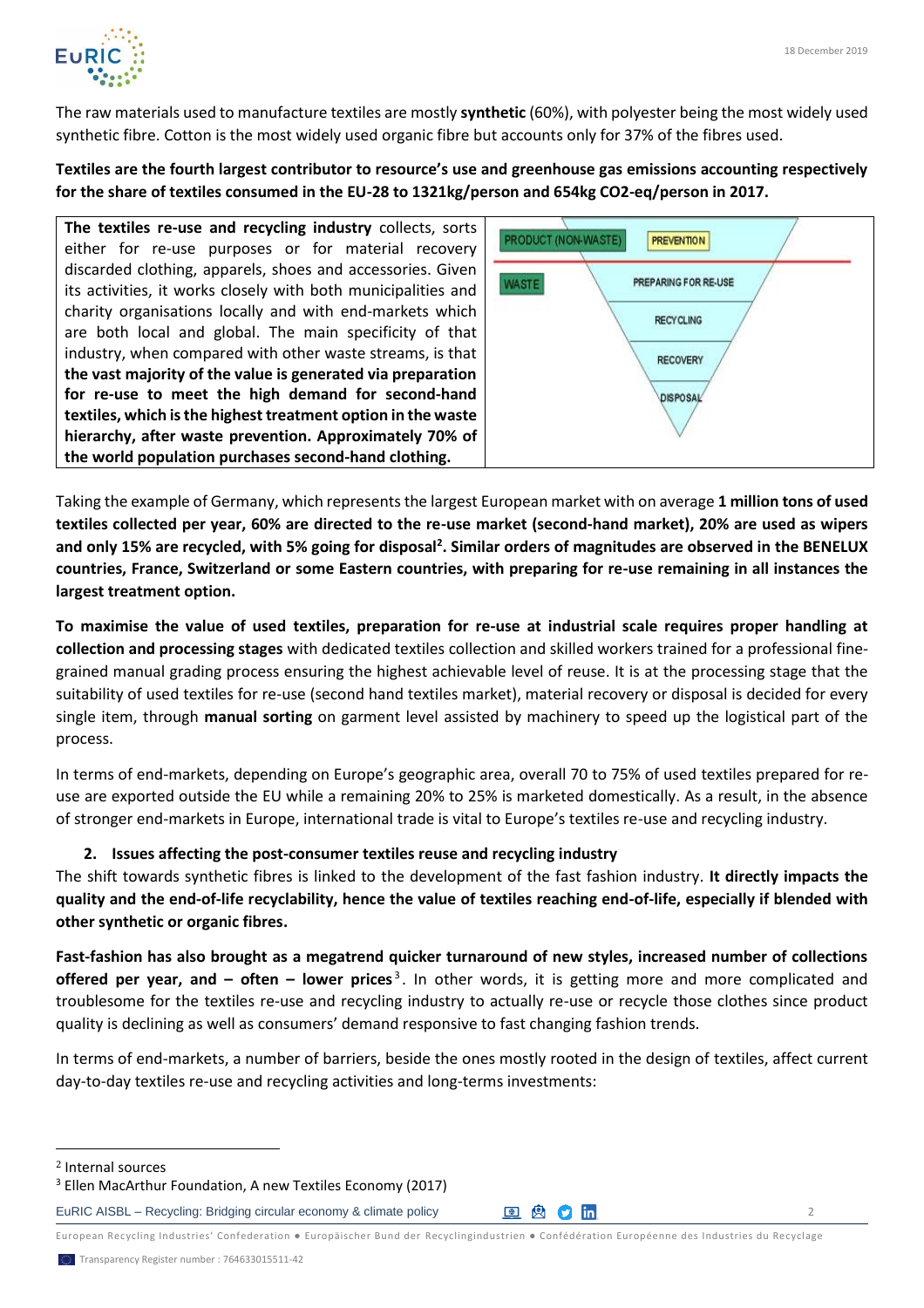The raw materials used to manufacture textiles are mostly **synthetic** (60%), with polyester being the most widely used synthetic fibre. Cotton is the most widely used organic fibre but accounts only for 37% of the fibres used.

**Textiles are the fourth largest contributor to resource's use and greenhouse gas emissions accounting respectively for the share of textiles consumed in the EU-28 to 1321kg/person and 654kg CO2-eq/person in 2017.**

| **The textiles re-use and recycling industry** collects, sorts either for re-use purposes or for material recovery discarded clothing, apparels, shoes and accessories. Given its activities, it works closely with both municipalities and charity organisations locally and with end-markets which are both local and global. The main specificity of that industry, when compared with other waste streams, is that **the vast majority of the value is generated via preparation for re-use to meet the high demand for second-hand textiles, which is the highest treatment option in the waste hierarchy, after waste prevention. Approximately 70% of the world population purchases second-hand clothing.** | PRODUCT (NON-WASTE): PREVENTION; WASTE: PREPARING FOR RE-USE, RECYCLING, RECOVERY, DISPOSAL |
|---|---|

Taking the example of Germany, which represents the largest European market with on average **1 million tons of used textiles collected per year, 60% are directed to the re-use market (second-hand market), 20% are used as wipers and only 15% are recycled, with 5% going for disposal[2]. Similar orders of magnitudes are observed in the BENELUX countries, France, Switzerland or some Eastern countries, with preparing for re-use remaining in all instances the largest treatment option.**

**To maximise the value of used textiles, preparation for re-use at industrial scale requires proper handling at collection and processing stages** with dedicated textiles collection and skilled workers trained for a professional fine-grained manual grading process ensuring the highest achievable level of reuse. It is at the processing stage that the suitability of used textiles for re-use (second hand textiles market), material recovery or disposal is decided for every single item, through **manual sorting** on garment level assisted by machinery to speed up the logistical part of the process.

In terms of end-markets, depending on Europe's geographic area, overall 70 to 75% of used textiles prepared for re-use are exported outside the EU while a remaining 20% to 25% is marketed domestically. As a result, in the absence of stronger end-markets in Europe, international trade is vital to Europe's textiles re-use and recycling industry.

## 2. Issues affecting the post-consumer textiles reuse and recycling industry

The shift towards synthetic fibres is linked to the development of the fast fashion industry. **It directly impacts the quality and the end-of-life recyclability, hence the value of textiles reaching end-of-life, especially if blended with other synthetic or organic fibres.**

**Fast-fashion has also brought as a megatrend quicker turnaround of new styles, increased number of collections offered per year, and – often – lower prices**[3]. In other words, it is getting more and more complicated and troublesome for the textiles re-use and recycling industry to actually re-use or recycle those clothes since product quality is declining as well as consumers' demand responsive to fast changing fashion trends.

In terms of end-markets, a number of barriers, beside the ones mostly rooted in the design of textiles, affect current day-to-day textiles re-use and recycling activities and long-terms investments:

---

[2] Internal sources

[3] Ellen MacArthur Foundation, A new Textiles Economy (2017)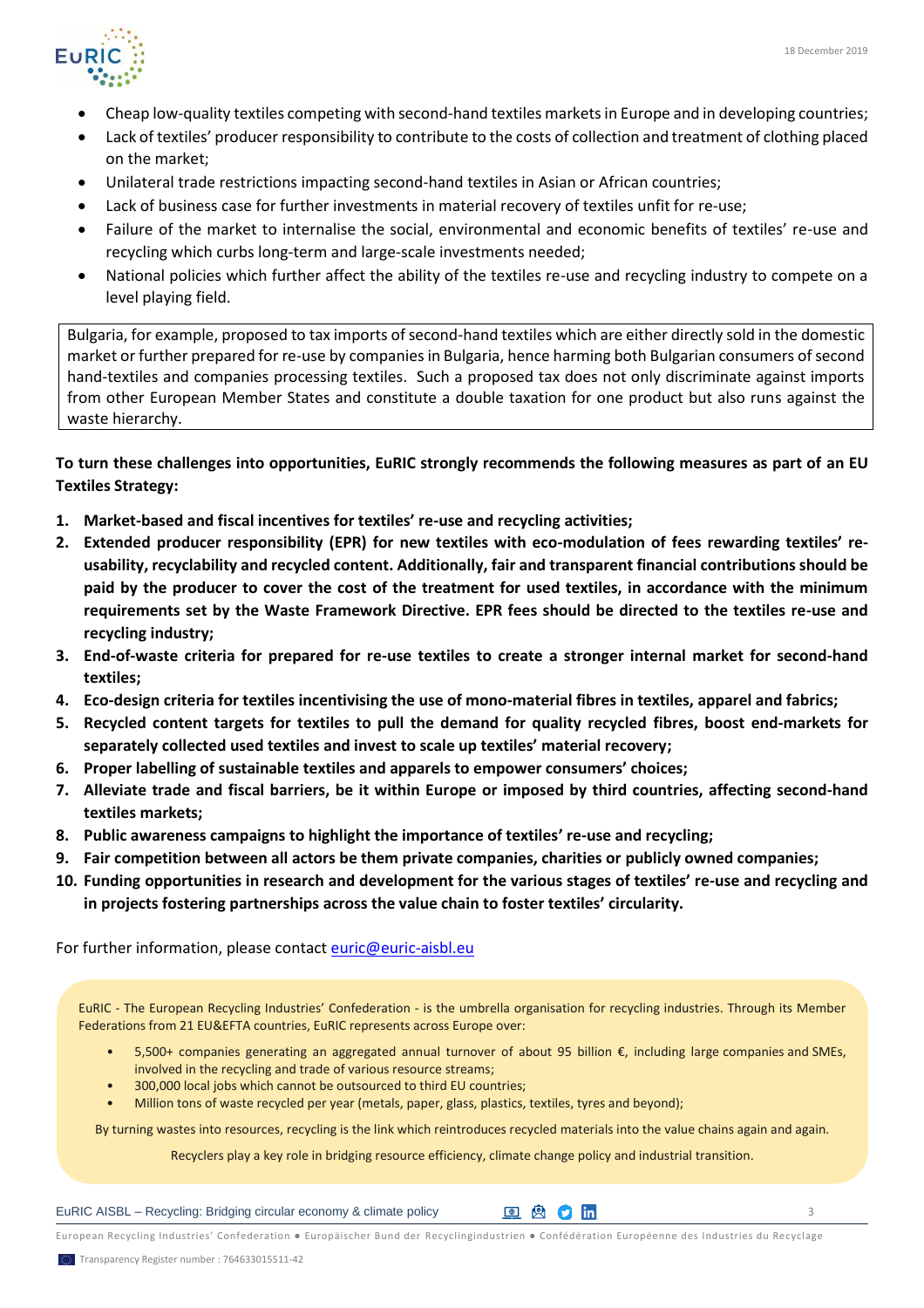- Cheap low-quality textiles competing with second-hand textiles markets in Europe and in developing countries;
- Lack of textiles' producer responsibility to contribute to the costs of collection and treatment of clothing placed on the market;
- Unilateral trade restrictions impacting second-hand textiles in Asian or African countries;
- Lack of business case for further investments in material recovery of textiles unfit for re-use;
- Failure of the market to internalise the social, environmental and economic benefits of textiles' re-use and recycling which curbs long-term and large-scale investments needed;
- National policies which further affect the ability of the textiles re-use and recycling industry to compete on a level playing field.

> Bulgaria, for example, proposed to tax imports of second-hand textiles which are either directly sold in the domestic market or further prepared for re-use by companies in Bulgaria, hence harming both Bulgarian consumers of second hand-textiles and companies processing textiles. Such a proposed tax does not only discriminate against imports from other European Member States and constitute a double taxation for one product but also runs against the waste hierarchy.

**To turn these challenges into opportunities, EuRIC strongly recommends the following measures as part of an EU Textiles Strategy:**

1. **Market-based and fiscal incentives for textiles' re-use and recycling activities;**
2. **Extended producer responsibility (EPR) for new textiles with eco-modulation of fees rewarding textiles' re-usability, recyclability and recycled content. Additionally, fair and transparent financial contributions should be paid by the producer to cover the cost of the treatment for used textiles, in accordance with the minimum requirements set by the Waste Framework Directive. EPR fees should be directed to the textiles re-use and recycling industry;**
3. **End-of-waste criteria for prepared for re-use textiles to create a stronger internal market for second-hand textiles;**
4. **Eco-design criteria for textiles incentivising the use of mono-material fibres in textiles, apparel and fabrics;**
5. **Recycled content targets for textiles to pull the demand for quality recycled fibres, boost end-markets for separately collected used textiles and invest to scale up textiles' material recovery;**
6. **Proper labelling of sustainable textiles and apparels to empower consumers' choices;**
7. **Alleviate trade and fiscal barriers, be it within Europe or imposed by third countries, affecting second-hand textiles markets;**
8. **Public awareness campaigns to highlight the importance of textiles' re-use and recycling;**
9. **Fair competition between all actors be them private companies, charities or publicly owned companies;**
10. **Funding opportunities in research and development for the various stages of textiles' re-use and recycling and in projects fostering partnerships across the value chain to foster textiles' circularity.**

For further information, please contact euric@euric-aisbl.eu

EuRIC - The European Recycling Industries' Confederation - is the umbrella organisation for recycling industries. Through its Member Federations from 21 EU&EFTA countries, EuRIC represents across Europe over:

- 5,500+ companies generating an aggregated annual turnover of about 95 billion €, including large companies and SMEs, involved in the recycling and trade of various resource streams;
- 300,000 local jobs which cannot be outsourced to third EU countries;
- Million tons of waste recycled per year (metals, paper, glass, plastics, textiles, tyres and beyond);

By turning wastes into resources, recycling is the link which reintroduces recycled materials into the value chains again and again.

Recyclers play a key role in bridging resource efficiency, climate change policy and industrial transition.